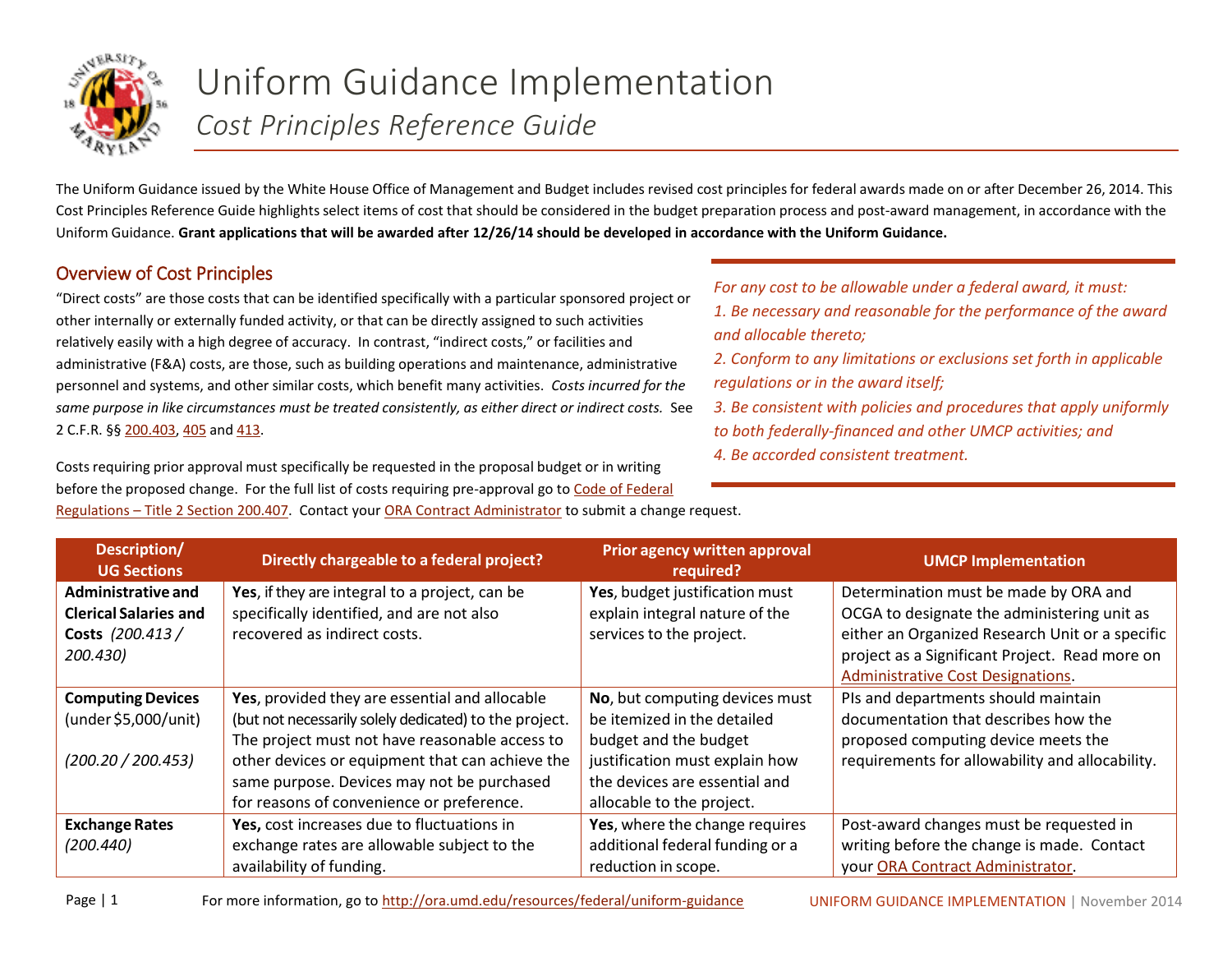# Uniform Guidance Implementation

## *Cost Principles Reference Guide*

The Uniform Guidance issued by the White House Office of Management and Budget includes revised cost principles for federal awards made on or after December 26, 2014. This Cost Principles Reference Guide highlights select items of cost that should be considered in the budget preparation process and post-award management, in accordance with the Uniform Guidance. **Grant applications that will be awarded after 12/26/14 should be developed in accordance with the Uniform Guidance.**

## Overview of Cost Principles

"Direct costs" are those costs that can be identified specifically with a particular sponsored project or other internally or externally funded activity, or that can be directly assigned to such activities relatively easily with a high degree of accuracy. In contrast, "indirect costs," or facilities and administrative (F&A) costs, are those, such as building operations and maintenance, administrative personnel and systems, and other similar costs, which benefit many activities. *Costs incurred for the same purpose in like circumstances must be treated consistently, as either direct or indirect costs.* See 2 C.F.R. §§ 200.403, 405 and 413.

Costs requiring prior approval must specifically be requested in the proposal budget or in writing before the proposed change. For the full list of costs requiring pre-approval go to Code of Federal Regulations – Title 2 Section 200.407. Contact your ORA Contract Administrator to submit a change request.

*For any cost to be allowable under a federal award, it must:*
*1. Be necessary and reasonable for the performance of the award and allocable thereto;*
*2. Conform to any limitations or exclusions set forth in applicable regulations or in the award itself;*
*3. Be consistent with policies and procedures that apply uniformly to both federally-financed and other UMCP activities; and*
*4. Be accorded consistent treatment.*

| Description/ UG Sections | Directly chargeable to a federal project? | Prior agency written approval required? | UMCP Implementation |
|---|---|---|---|
| **Administrative and Clerical Salaries and Costs** *(200.413 / 200.430)* | **Yes**, if they are integral to a project, can be specifically identified, and are not also recovered as indirect costs. | **Yes**, budget justification must explain integral nature of the services to the project. | Determination must be made by ORA and OCGA to designate the administering unit as either an Organized Research Unit or a specific project as a Significant Project. Read more on Administrative Cost Designations. |
| **Computing Devices** (under $5,000/unit) *(200.20 / 200.453)* | **Yes**, provided they are essential and allocable (but not necessarily solely dedicated) to the project. The project must not have reasonable access to other devices or equipment that can achieve the same purpose. Devices may not be purchased for reasons of convenience or preference. | **No**, but computing devices must be itemized in the detailed budget and the budget justification must explain how the devices are essential and allocable to the project. | PIs and departments should maintain documentation that describes how the proposed computing device meets the requirements for allowability and allocability. |
| **Exchange Rates** *(200.440)* | **Yes,** cost increases due to fluctuations in exchange rates are allowable subject to the availability of funding. | **Yes**, where the change requires additional federal funding or a reduction in scope. | Post-award changes must be requested in writing before the change is made. Contact your ORA Contract Administrator. |

For more information, go to http://ora.umd.edu/resources/federal/uniform-guidance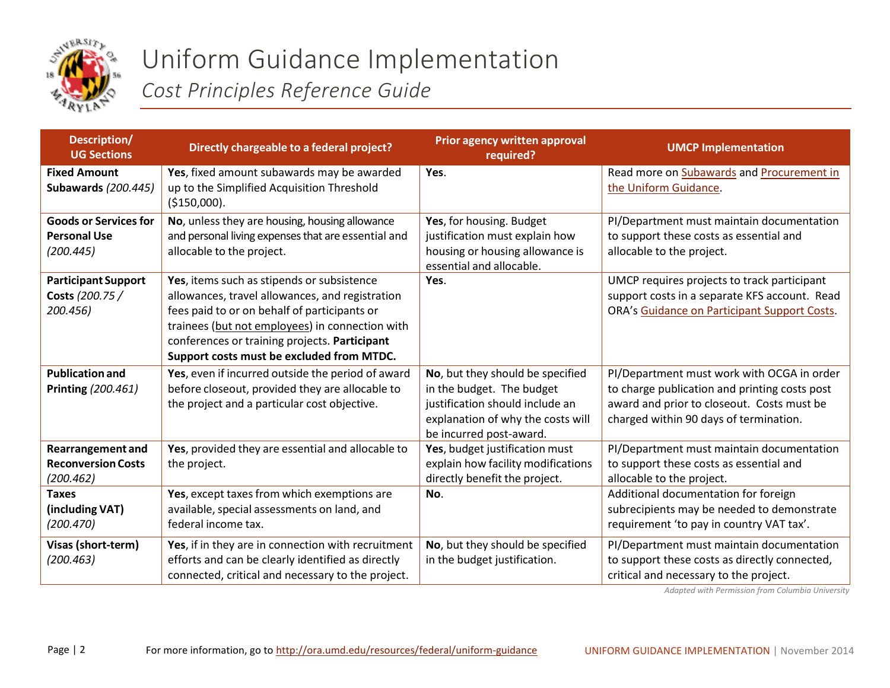# Uniform Guidance Implementation

*Cost Principles Reference Guide*

| Description/ UG Sections | Directly chargeable to a federal project? | Prior agency written approval required? | UMCP Implementation |
|---|---|---|---|
| **Fixed Amount Subawards** *(200.445)* | **Yes**, fixed amount subawards may be awarded up to the Simplified Acquisition Threshold ($150,000). | **Yes**. | Read more on Subawards and Procurement in the Uniform Guidance. |
| **Goods or Services for Personal Use** *(200.445)* | **No**, unless they are housing, housing allowance and personal living expenses that are essential and allocable to the project. | **Yes**, for housing. Budget justification must explain how housing or housing allowance is essential and allocable. | PI/Department must maintain documentation to support these costs as essential and allocable to the project. |
| **Participant Support Costs** *(200.75 / 200.456)* | **Yes**, items such as stipends or subsistence allowances, travel allowances, and registration fees paid to or on behalf of participants or trainees (<u>but not employees</u>) in connection with conferences or training projects. **Participant Support costs must be excluded from MTDC.** | **Yes**. | UMCP requires projects to track participant support costs in a separate KFS account. Read ORA's Guidance on Participant Support Costs. |
| **Publication and Printing** *(200.461)* | **Yes**, even if incurred outside the period of award before closeout, provided they are allocable to the project and a particular cost objective. | **No**, but they should be specified in the budget. The budget justification should include an explanation of why the costs will be incurred post-award. | PI/Department must work with OCGA in order to charge publication and printing costs post award and prior to closeout. Costs must be charged within 90 days of termination. |
| **Rearrangement and Reconversion Costs** *(200.462)* | **Yes**, provided they are essential and allocable to the project. | **Yes**, budget justification must explain how facility modifications directly benefit the project. | PI/Department must maintain documentation to support these costs as essential and allocable to the project. |
| **Taxes (including VAT)** *(200.470)* | **Yes**, except taxes from which exemptions are available, special assessments on land, and federal income tax. | **No**. | Additional documentation for foreign subrecipients may be needed to demonstrate requirement 'to pay in country VAT tax'. |
| **Visas (short-term)** *(200.463)* | **Yes**, if in they are in connection with recruitment efforts and can be clearly identified as directly connected, critical and necessary to the project. | **No**, but they should be specified in the budget justification. | PI/Department must maintain documentation to support these costs as directly connected, critical and necessary to the project. |

*Adapted with Permission from Columbia University*

For more information, go to http://ora.umd.edu/resources/federal/uniform-guidance